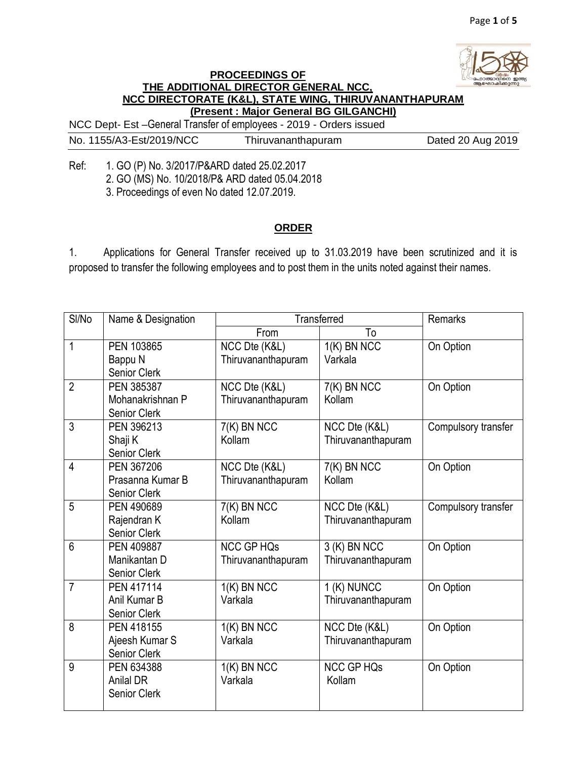**PROCEEDINGS OF**
**THE ADDITIONAL DIRECTOR GENERAL NCC,**
**NCC DIRECTORATE (K&L), STATE WING, THIRUVANANTHAPURAM**
**(Present : Major General BG GILGANCHI)**

NCC Dept- Est –General Transfer of employees - 2019 - Orders issued

No. 1155/A3-Est/2019/NCC     Thiruvananthapuram     Dated 20 Aug 2019

Ref: 1. GO (P) No. 3/2017/P&ARD dated 25.02.2017
2. GO (MS) No. 10/2018/P& ARD dated 05.04.2018
3. Proceedings of even No dated 12.07.2019.

## ORDER

1. Applications for General Transfer received up to 31.03.2019 have been scrutinized and it is proposed to transfer the following employees and to post them in the units noted against their names.

| Sl/No | Name & Designation | Transferred | | Remarks |
|---|---|---|---|---|
| | | From | To | |
| 1 | PEN 103865<br>Bappu N<br>Senior Clerk | NCC Dte (K&L)<br>Thiruvananthapuram | 1(K) BN NCC<br>Varkala | On Option |
| 2 | PEN 385387<br>Mohanakrishnan P<br>Senior Clerk | NCC Dte (K&L)<br>Thiruvananthapuram | 7(K) BN NCC<br>Kollam | On Option |
| 3 | PEN 396213<br>Shaji K<br>Senior Clerk | 7(K) BN NCC<br>Kollam | NCC Dte (K&L)<br>Thiruvananthapuram | Compulsory transfer |
| 4 | PEN 367206<br>Prasanna Kumar B<br>Senior Clerk | NCC Dte (K&L)<br>Thiruvananthapuram | 7(K) BN NCC<br>Kollam | On Option |
| 5 | PEN 490689<br>Rajendran K<br>Senior Clerk | 7(K) BN NCC<br>Kollam | NCC Dte (K&L)<br>Thiruvananthapuram | Compulsory transfer |
| 6 | PEN 409887<br>Manikantan D<br>Senior Clerk | NCC GP HQs<br>Thiruvananthapuram | 3 (K) BN NCC<br>Thiruvananthapuram | On Option |
| 7 | PEN 417114<br>Anil Kumar B<br>Senior Clerk | 1(K) BN NCC<br>Varkala | 1 (K) NUNCC<br>Thiruvananthapuram | On Option |
| 8 | PEN 418155<br>Ajeesh Kumar S<br>Senior Clerk | 1(K) BN NCC<br>Varkala | NCC Dte (K&L)<br>Thiruvananthapuram | On Option |
| 9 | PEN 634388<br>Anilal DR<br>Senior Clerk | 1(K) BN NCC<br>Varkala | NCC GP HQs<br>Kollam | On Option |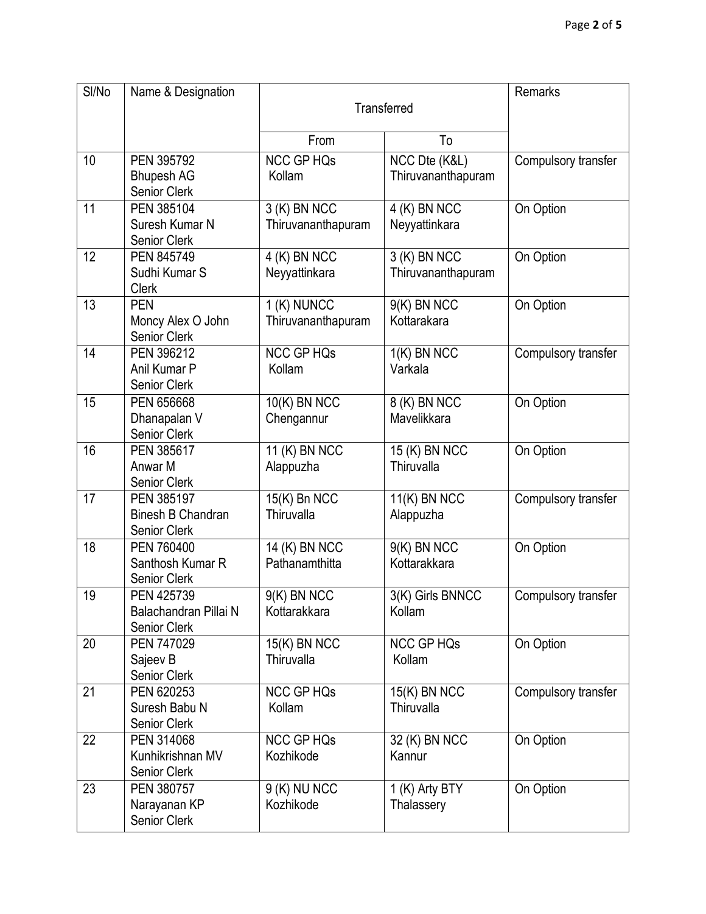| Sl/No | Name & Designation | Transferred | | Remarks |
|---|---|---|---|---|
| | | From | To | |
| 10 | PEN 395792<br>Bhupesh AG<br>Senior Clerk | NCC GP HQs<br>Kollam | NCC Dte (K&L)<br>Thiruvananthapuram | Compulsory transfer |
| 11 | PEN 385104<br>Suresh Kumar N<br>Senior Clerk | 3 (K) BN NCC<br>Thiruvananthapuram | 4 (K) BN NCC<br>Neyyattinkara | On Option |
| 12 | PEN 845749<br>Sudhi Kumar S<br>Clerk | 4 (K) BN NCC<br>Neyyattinkara | 3 (K) BN NCC<br>Thiruvananthapuram | On Option |
| 13 | PEN<br>Moncy Alex O John<br>Senior Clerk | 1 (K) NUNCC<br>Thiruvananthapuram | 9(K) BN NCC<br>Kottarakara | On Option |
| 14 | PEN 396212<br>Anil Kumar P<br>Senior Clerk | NCC GP HQs<br>Kollam | 1(K) BN NCC<br>Varkala | Compulsory transfer |
| 15 | PEN 656668<br>Dhanapalan V<br>Senior Clerk | 10(K) BN NCC<br>Chengannur | 8 (K) BN NCC<br>Mavelikkara | On Option |
| 16 | PEN 385617<br>Anwar M<br>Senior Clerk | 11 (K) BN NCC<br>Alappuzha | 15 (K) BN NCC<br>Thiruvalla | On Option |
| 17 | PEN 385197<br>Binesh B Chandran<br>Senior Clerk | 15(K) Bn NCC<br>Thiruvalla | 11(K) BN NCC<br>Alappuzha | Compulsory transfer |
| 18 | PEN 760400<br>Santhosh Kumar R<br>Senior Clerk | 14 (K) BN NCC<br>Pathanamthitta | 9(K) BN NCC<br>Kottarakkara | On Option |
| 19 | PEN 425739<br>Balachandran Pillai N<br>Senior Clerk | 9(K) BN NCC<br>Kottarakkara | 3(K) Girls BNNCC<br>Kollam | Compulsory transfer |
| 20 | PEN 747029<br>Sajeev B<br>Senior Clerk | 15(K) BN NCC<br>Thiruvalla | NCC GP HQs<br>Kollam | On Option |
| 21 | PEN 620253<br>Suresh Babu N<br>Senior Clerk | NCC GP HQs<br>Kollam | 15(K) BN NCC<br>Thiruvalla | Compulsory transfer |
| 22 | PEN 314068<br>Kunhikrishnan MV<br>Senior Clerk | NCC GP HQs<br>Kozhikode | 32 (K) BN NCC<br>Kannur | On Option |
| 23 | PEN 380757<br>Narayanan KP<br>Senior Clerk | 9 (K) NU NCC<br>Kozhikode | 1 (K) Arty BTY<br>Thalassery | On Option |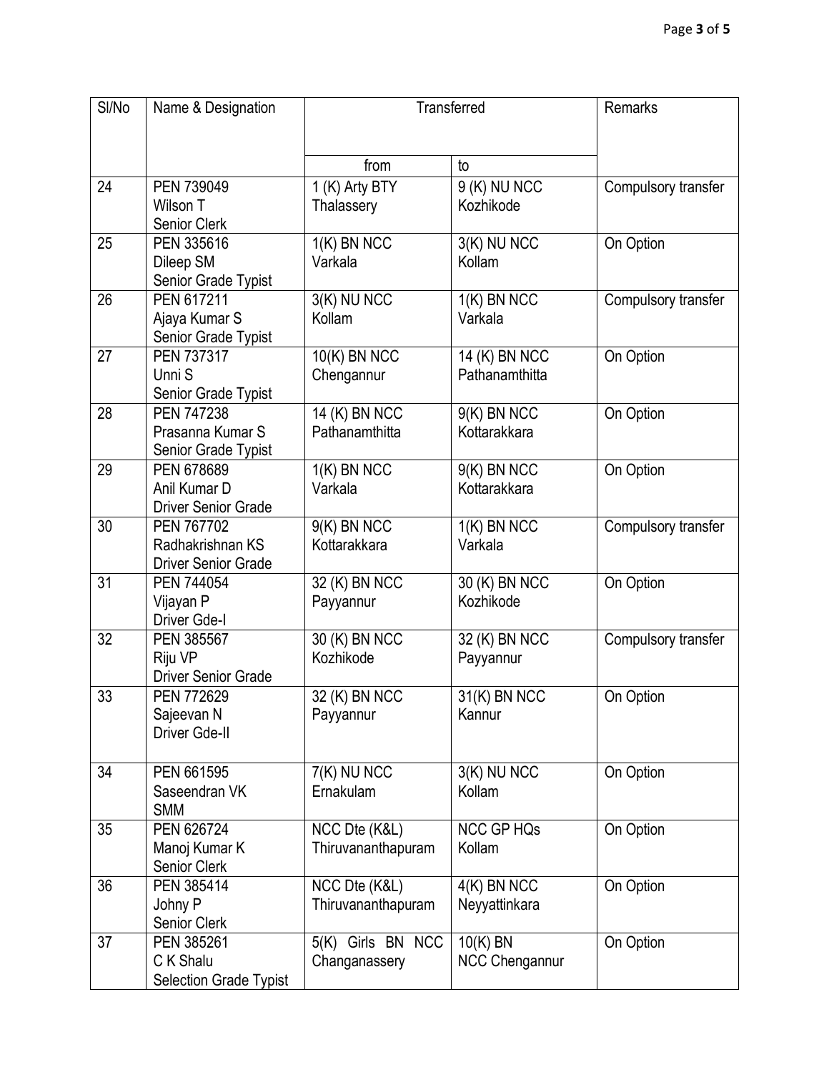| Sl/No | Name & Designation | Transferred | | Remarks |
|---|---|---|---|---|
| | | from | to | |
| 24 | PEN 739049 Wilson T Senior Clerk | 1 (K) Arty BTY Thalassery | 9 (K) NU NCC Kozhikode | Compulsory transfer |
| 25 | PEN 335616 Dileep SM Senior Grade Typist | 1(K) BN NCC Varkala | 3(K) NU NCC Kollam | On Option |
| 26 | PEN 617211 Ajaya Kumar S Senior Grade Typist | 3(K) NU NCC Kollam | 1(K) BN NCC Varkala | Compulsory transfer |
| 27 | PEN 737317 Unni S Senior Grade Typist | 10(K) BN NCC Chengannur | 14 (K) BN NCC Pathanamthitta | On Option |
| 28 | PEN 747238 Prasanna Kumar S Senior Grade Typist | 14 (K) BN NCC Pathanamthitta | 9(K) BN NCC Kottarakkara | On Option |
| 29 | PEN 678689 Anil Kumar D Driver Senior Grade | 1(K) BN NCC Varkala | 9(K) BN NCC Kottarakkara | On Option |
| 30 | PEN 767702 Radhakrishnan KS Driver Senior Grade | 9(K) BN NCC Kottarakkara | 1(K) BN NCC Varkala | Compulsory transfer |
| 31 | PEN 744054 Vijayan P Driver Gde-I | 32 (K) BN NCC Payyannur | 30 (K) BN NCC Kozhikode | On Option |
| 32 | PEN 385567 Riju VP Driver Senior Grade | 30 (K) BN NCC Kozhikode | 32 (K) BN NCC Payyannur | Compulsory transfer |
| 33 | PEN 772629 Sajeevan N Driver Gde-II | 32 (K) BN NCC Payyannur | 31(K) BN NCC Kannur | On Option |
| 34 | PEN 661595 Saseendran VK SMM | 7(K) NU NCC Ernakulam | 3(K) NU NCC Kollam | On Option |
| 35 | PEN 626724 Manoj Kumar K Senior Clerk | NCC Dte (K&L) Thiruvananthapuram | NCC GP HQs Kollam | On Option |
| 36 | PEN 385414 Johny P Senior Clerk | NCC Dte (K&L) Thiruvananthapuram | 4(K) BN NCC Neyyattinkara | On Option |
| 37 | PEN 385261 C K Shalu Selection Grade Typist | 5(K) Girls BN NCC Changanassery | 10(K) BN NCC Chengannur | On Option |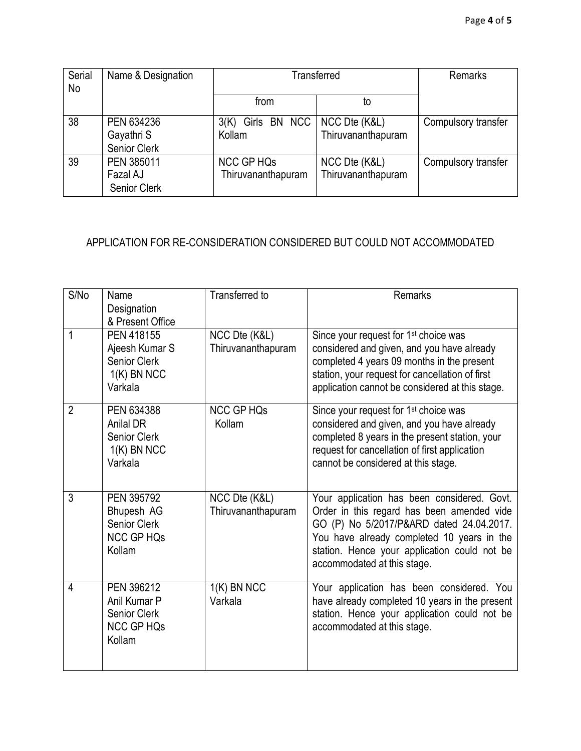| Serial No | Name & Designation | Transferred | | Remarks |
|---|---|---|---|---|
| | | from | to | |
| 38 | PEN 634236 Gayathri S Senior Clerk | 3(K) Girls BN NCC Kollam | NCC Dte (K&L) Thiruvananthapuram | Compulsory transfer |
| 39 | PEN 385011 Fazal AJ Senior Clerk | NCC GP HQs Thiruvananthapuram | NCC Dte (K&L) Thiruvananthapuram | Compulsory transfer |

APPLICATION FOR RE-CONSIDERATION CONSIDERED BUT COULD NOT ACCOMMODATED

| S/No | Name Designation & Present Office | Transferred to | Remarks |
|---|---|---|---|
| 1 | PEN 418155 Ajeesh Kumar S Senior Clerk 1(K) BN NCC Varkala | NCC Dte (K&L) Thiruvananthapuram | Since your request for 1st choice was considered and given, and you have already completed 4 years 09 months in the present station, your request for cancellation of first application cannot be considered at this stage. |
| 2 | PEN 634388 Anilal DR Senior Clerk 1(K) BN NCC Varkala | NCC GP HQs Kollam | Since your request for 1st choice was considered and given, and you have already completed 8 years in the present station, your request for cancellation of first application cannot be considered at this stage. |
| 3 | PEN 395792 Bhupesh AG Senior Clerk NCC GP HQs Kollam | NCC Dte (K&L) Thiruvananthapuram | Your application has been considered. Govt. Order in this regard has been amended vide GO (P) No 5/2017/P&ARD dated 24.04.2017. You have already completed 10 years in the station. Hence your application could not be accommodated at this stage. |
| 4 | PEN 396212 Anil Kumar P Senior Clerk NCC GP HQs Kollam | 1(K) BN NCC Varkala | Your application has been considered. You have already completed 10 years in the present station. Hence your application could not be accommodated at this stage. |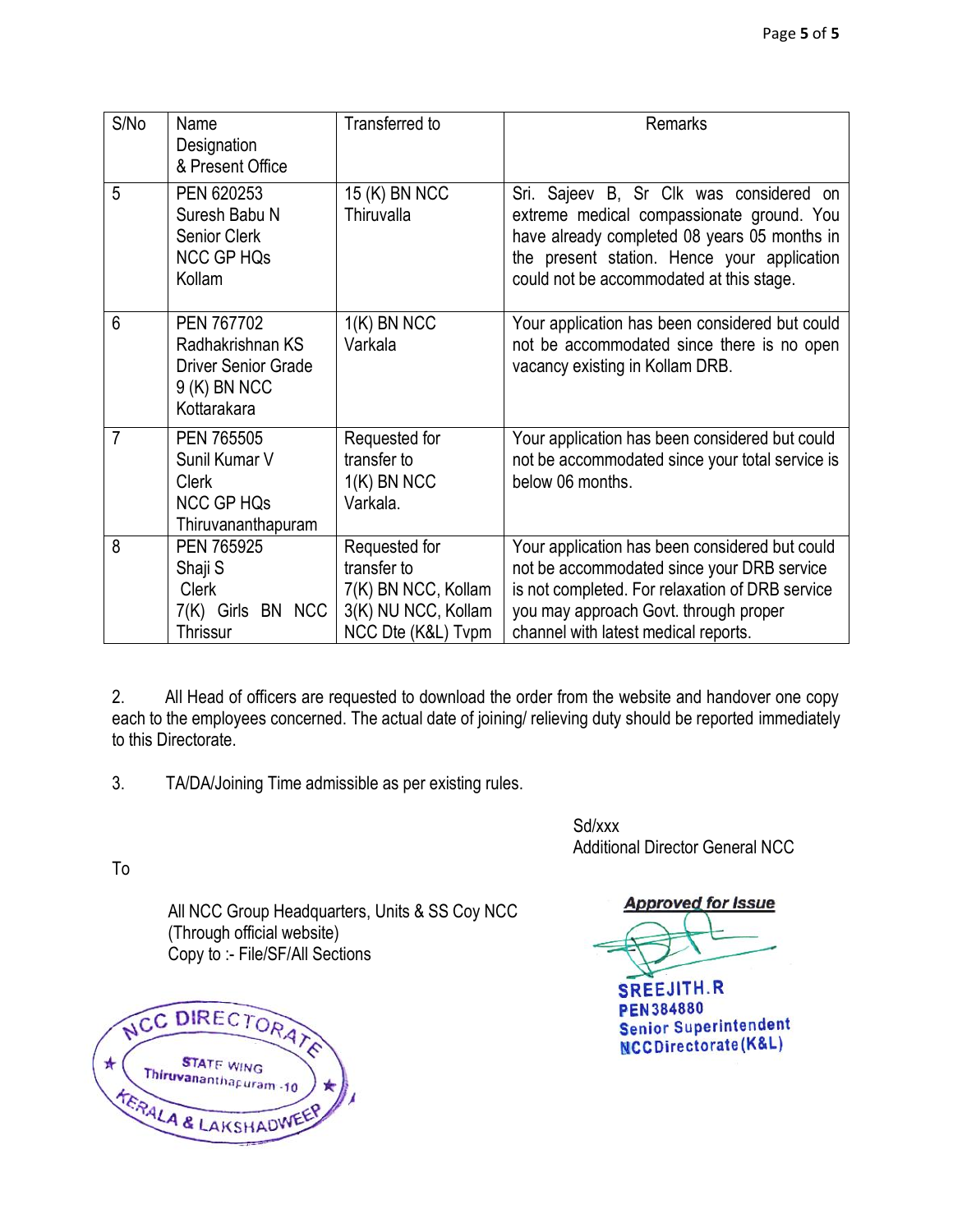| S/No | Name<br>Designation<br>& Present Office | Transferred to | Remarks |
|---|---|---|---|
| 5 | PEN 620253<br>Suresh Babu N<br>Senior Clerk<br>NCC GP HQs<br>Kollam | 15 (K) BN NCC<br>Thiruvalla | Sri. Sajeev B, Sr Clk was considered on extreme medical compassionate ground. You have already completed 08 years 05 months in the present station. Hence your application could not be accommodated at this stage. |
| 6 | PEN 767702<br>Radhakrishnan KS<br>Driver Senior Grade<br>9 (K) BN NCC<br>Kottarakara | 1(K) BN NCC<br>Varkala | Your application has been considered but could not be accommodated since there is no open vacancy existing in Kollam DRB. |
| 7 | PEN 765505<br>Sunil Kumar V<br>Clerk<br>NCC GP HQs<br>Thiruvananthapuram | Requested for transfer to<br>1(K) BN NCC<br>Varkala. | Your application has been considered but could not be accommodated since your total service is below 06 months. |
| 8 | PEN 765925<br>Shaji S<br>Clerk<br>7(K) Girls BN NCC<br>Thrissur | Requested for transfer to<br>7(K) BN NCC, Kollam<br>3(K) NU NCC, Kollam<br>NCC Dte (K&L) Tvpm | Your application has been considered but could not be accommodated since your DRB service is not completed. For relaxation of DRB service you may approach Govt. through proper channel with latest medical reports. |

2. All Head of officers are requested to download the order from the website and handover one copy each to the employees concerned. The actual date of joining/ relieving duty should be reported immediately to this Directorate.

3. TA/DA/Joining Time admissible as per existing rules.

Sd/xxx
Additional Director General NCC

To

All NCC Group Headquarters, Units & SS Coy NCC
(Through official website)
Copy to :- File/SF/All Sections

**Approved for Issue**

SREEJITH.R
PEN384880
Senior Superintendent
NCCDirectorate(K&L)

NCC DIRECTORATE
STATE WING
Thiruvananthapuram -10
KERALA & LAKSHADWEEP